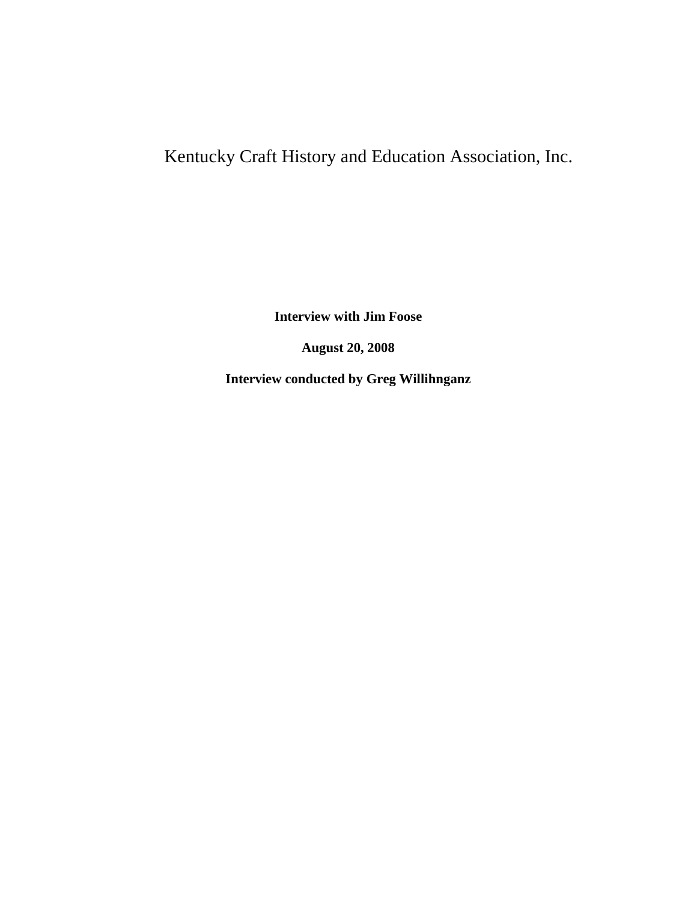# Kentucky Craft History and Education Association, Inc.

**Interview with Jim Foose**

**August 20, 2008**

**Interview conducted by Greg Willihnganz**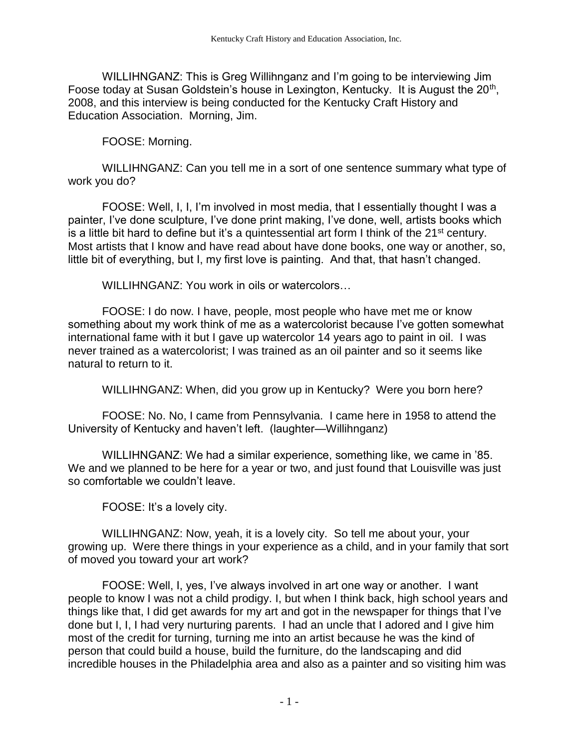WILLIHNGANZ: This is Greg Willihnganz and I'm going to be interviewing Jim Foose today at Susan Goldstein's house in Lexington, Kentucky. It is August the 20th, 2008, and this interview is being conducted for the Kentucky Craft History and Education Association. Morning, Jim.

FOOSE: Morning.

WILLIHNGANZ: Can you tell me in a sort of one sentence summary what type of work you do?

FOOSE: Well, I, I, I'm involved in most media, that I essentially thought I was a painter, I've done sculpture, I've done print making, I've done, well, artists books which is a little bit hard to define but it's a quintessential art form I think of the 21st century. Most artists that I know and have read about have done books, one way or another, so, little bit of everything, but I, my first love is painting. And that, that hasn't changed.

WILLIHNGANZ: You work in oils or watercolors…

FOOSE: I do now. I have, people, most people who have met me or know something about my work think of me as a watercolorist because I've gotten somewhat international fame with it but I gave up watercolor 14 years ago to paint in oil. I was never trained as a watercolorist; I was trained as an oil painter and so it seems like natural to return to it.

WILLIHNGANZ: When, did you grow up in Kentucky? Were you born here?

FOOSE: No. No, I came from Pennsylvania. I came here in 1958 to attend the University of Kentucky and haven't left. (laughter—Willihnganz)

WILLIHNGANZ: We had a similar experience, something like, we came in '85. We and we planned to be here for a year or two, and just found that Louisville was just so comfortable we couldn't leave.

FOOSE: It's a lovely city.

WILLIHNGANZ: Now, yeah, it is a lovely city. So tell me about your, your growing up. Were there things in your experience as a child, and in your family that sort of moved you toward your art work?

FOOSE: Well, I, yes, I've always involved in art one way or another. I want people to know I was not a child prodigy. I, but when I think back, high school years and things like that, I did get awards for my art and got in the newspaper for things that I've done but I, I, I had very nurturing parents. I had an uncle that I adored and I give him most of the credit for turning, turning me into an artist because he was the kind of person that could build a house, build the furniture, do the landscaping and did incredible houses in the Philadelphia area and also as a painter and so visiting him was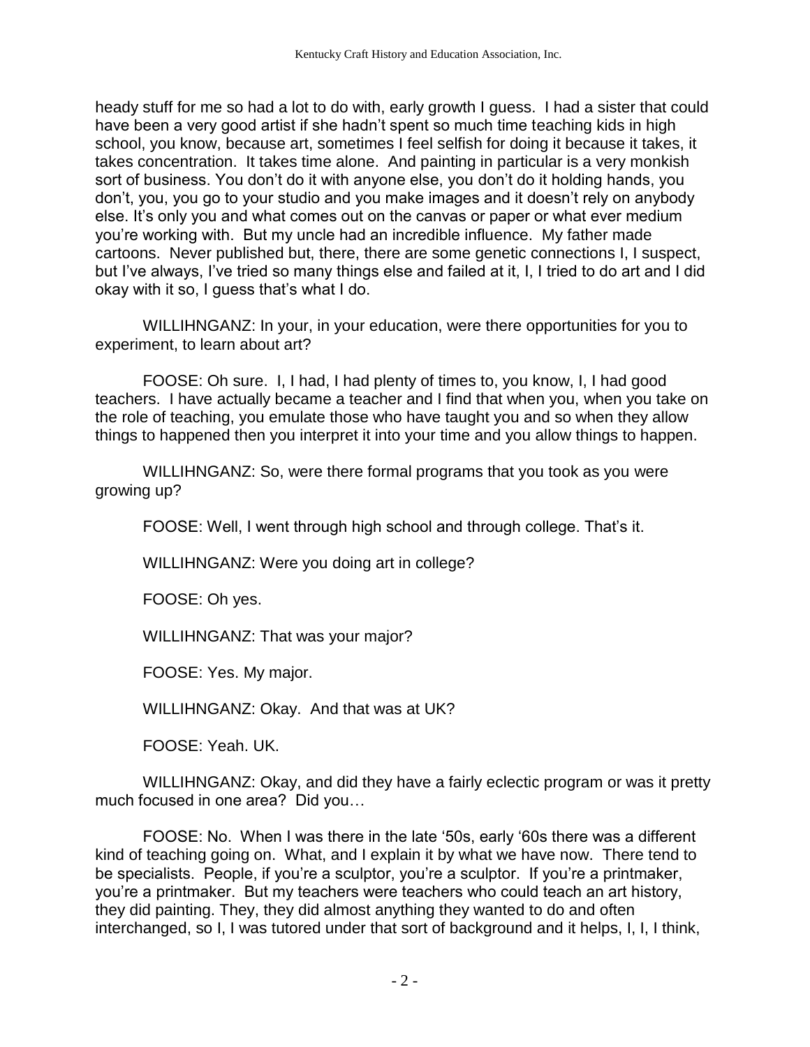heady stuff for me so had a lot to do with, early growth I guess. I had a sister that could have been a very good artist if she hadn't spent so much time teaching kids in high school, you know, because art, sometimes I feel selfish for doing it because it takes, it takes concentration. It takes time alone. And painting in particular is a very monkish sort of business. You don't do it with anyone else, you don't do it holding hands, you don't, you, you go to your studio and you make images and it doesn't rely on anybody else. It's only you and what comes out on the canvas or paper or what ever medium you're working with. But my uncle had an incredible influence. My father made cartoons. Never published but, there, there are some genetic connections I, I suspect, but I've always, I've tried so many things else and failed at it, I, I tried to do art and I did okay with it so, I guess that's what I do.

WILLIHNGANZ: In your, in your education, were there opportunities for you to experiment, to learn about art?

FOOSE: Oh sure. I, I had, I had plenty of times to, you know, I, I had good teachers. I have actually became a teacher and I find that when you, when you take on the role of teaching, you emulate those who have taught you and so when they allow things to happened then you interpret it into your time and you allow things to happen.

WILLIHNGANZ: So, were there formal programs that you took as you were growing up?

FOOSE: Well, I went through high school and through college. That's it.

WILLIHNGANZ: Were you doing art in college?

FOOSE: Oh yes.

WILLIHNGANZ: That was your major?

FOOSE: Yes. My major.

WILLIHNGANZ: Okay. And that was at UK?

FOOSE: Yeah. UK.

WILLIHNGANZ: Okay, and did they have a fairly eclectic program or was it pretty much focused in one area? Did you…

FOOSE: No. When I was there in the late '50s, early '60s there was a different kind of teaching going on. What, and I explain it by what we have now. There tend to be specialists. People, if you're a sculptor, you're a sculptor. If you're a printmaker, you're a printmaker. But my teachers were teachers who could teach an art history, they did painting. They, they did almost anything they wanted to do and often interchanged, so I, I was tutored under that sort of background and it helps, I, I, I think,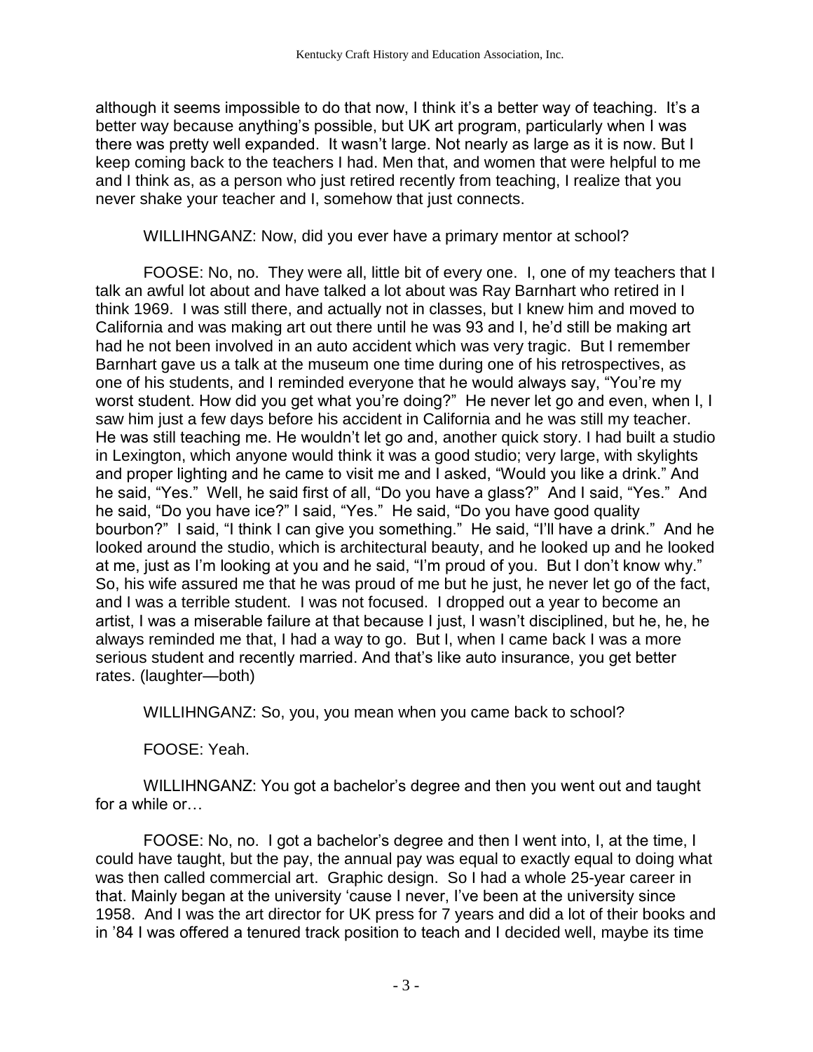although it seems impossible to do that now, I think it's a better way of teaching. It's a better way because anything's possible, but UK art program, particularly when I was there was pretty well expanded. It wasn't large. Not nearly as large as it is now. But I keep coming back to the teachers I had. Men that, and women that were helpful to me and I think as, as a person who just retired recently from teaching, I realize that you never shake your teacher and I, somehow that just connects.

WILLIHNGANZ: Now, did you ever have a primary mentor at school?

FOOSE: No, no. They were all, little bit of every one. I, one of my teachers that I talk an awful lot about and have talked a lot about was Ray Barnhart who retired in I think 1969. I was still there, and actually not in classes, but I knew him and moved to California and was making art out there until he was 93 and I, he'd still be making art had he not been involved in an auto accident which was very tragic. But I remember Barnhart gave us a talk at the museum one time during one of his retrospectives, as one of his students, and I reminded everyone that he would always say, "You're my worst student. How did you get what you're doing?" He never let go and even, when I, I saw him just a few days before his accident in California and he was still my teacher. He was still teaching me. He wouldn't let go and, another quick story. I had built a studio in Lexington, which anyone would think it was a good studio; very large, with skylights and proper lighting and he came to visit me and I asked, "Would you like a drink." And he said, "Yes." Well, he said first of all, "Do you have a glass?" And I said, "Yes." And he said, "Do you have ice?" I said, "Yes." He said, "Do you have good quality bourbon?" I said, "I think I can give you something." He said, "I'll have a drink." And he looked around the studio, which is architectural beauty, and he looked up and he looked at me, just as I'm looking at you and he said, "I'm proud of you. But I don't know why." So, his wife assured me that he was proud of me but he just, he never let go of the fact, and I was a terrible student. I was not focused. I dropped out a year to become an artist, I was a miserable failure at that because I just, I wasn't disciplined, but he, he, he always reminded me that, I had a way to go. But I, when I came back I was a more serious student and recently married. And that's like auto insurance, you get better rates. (laughter—both)

WILLIHNGANZ: So, you, you mean when you came back to school?

FOOSE: Yeah.

WILLIHNGANZ: You got a bachelor's degree and then you went out and taught for a while or…

FOOSE: No, no. I got a bachelor's degree and then I went into, I, at the time, I could have taught, but the pay, the annual pay was equal to exactly equal to doing what was then called commercial art. Graphic design. So I had a whole 25-year career in that. Mainly began at the university 'cause I never, I've been at the university since 1958. And I was the art director for UK press for 7 years and did a lot of their books and in '84 I was offered a tenured track position to teach and I decided well, maybe its time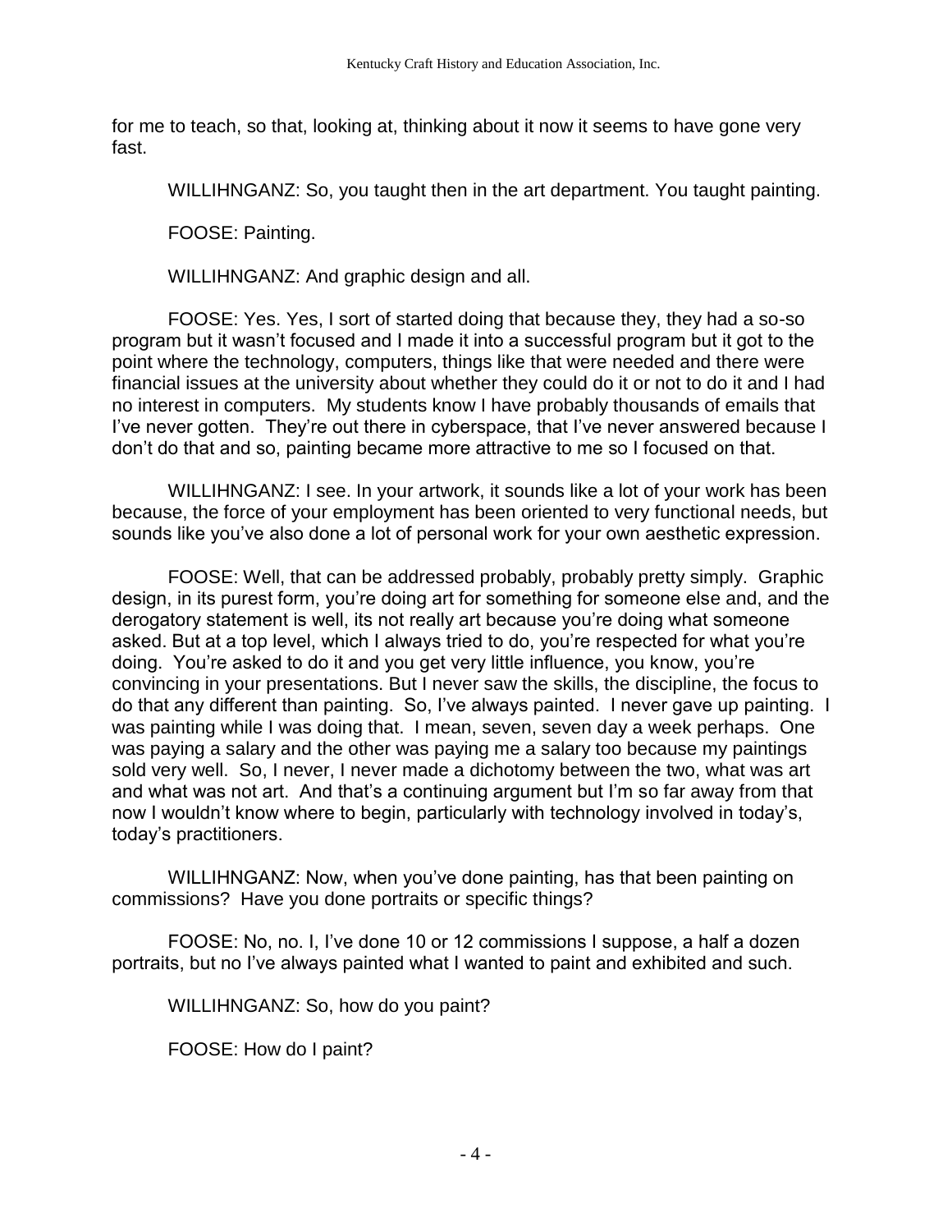for me to teach, so that, looking at, thinking about it now it seems to have gone very fast.

WILLIHNGANZ: So, you taught then in the art department. You taught painting.

FOOSE: Painting.

WILLIHNGANZ: And graphic design and all.

FOOSE: Yes. Yes, I sort of started doing that because they, they had a so-so program but it wasn't focused and I made it into a successful program but it got to the point where the technology, computers, things like that were needed and there were financial issues at the university about whether they could do it or not to do it and I had no interest in computers. My students know I have probably thousands of emails that I've never gotten. They're out there in cyberspace, that I've never answered because I don't do that and so, painting became more attractive to me so I focused on that.

WILLIHNGANZ: I see. In your artwork, it sounds like a lot of your work has been because, the force of your employment has been oriented to very functional needs, but sounds like you've also done a lot of personal work for your own aesthetic expression.

FOOSE: Well, that can be addressed probably, probably pretty simply. Graphic design, in its purest form, you're doing art for something for someone else and, and the derogatory statement is well, its not really art because you're doing what someone asked. But at a top level, which I always tried to do, you're respected for what you're doing. You're asked to do it and you get very little influence, you know, you're convincing in your presentations. But I never saw the skills, the discipline, the focus to do that any different than painting. So, I've always painted. I never gave up painting. I was painting while I was doing that. I mean, seven, seven day a week perhaps. One was paying a salary and the other was paying me a salary too because my paintings sold very well. So, I never, I never made a dichotomy between the two, what was art and what was not art. And that's a continuing argument but I'm so far away from that now I wouldn't know where to begin, particularly with technology involved in today's, today's practitioners.

WILLIHNGANZ: Now, when you've done painting, has that been painting on commissions? Have you done portraits or specific things?

FOOSE: No, no. I, I've done 10 or 12 commissions I suppose, a half a dozen portraits, but no I've always painted what I wanted to paint and exhibited and such.

WILLIHNGANZ: So, how do you paint?

FOOSE: How do I paint?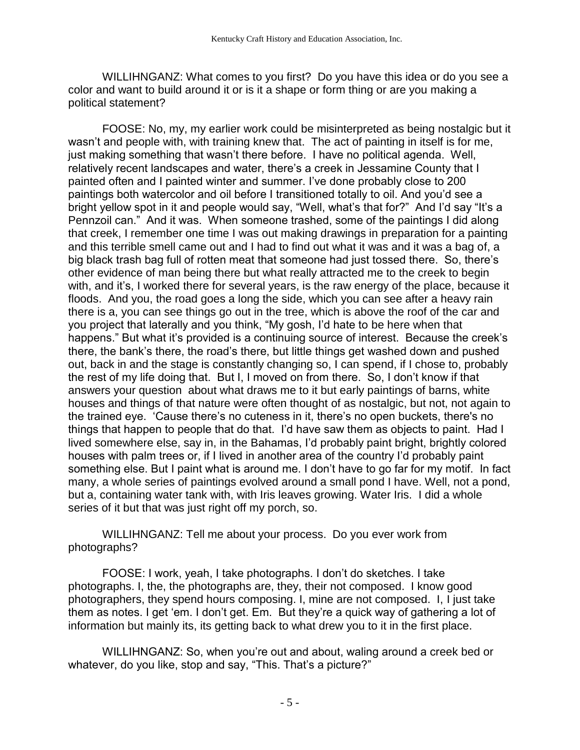WILLIHNGANZ: What comes to you first? Do you have this idea or do you see a color and want to build around it or is it a shape or form thing or are you making a political statement?

FOOSE: No, my, my earlier work could be misinterpreted as being nostalgic but it wasn't and people with, with training knew that. The act of painting in itself is for me, just making something that wasn't there before. I have no political agenda. Well, relatively recent landscapes and water, there's a creek in Jessamine County that I painted often and I painted winter and summer. I've done probably close to 200 paintings both watercolor and oil before I transitioned totally to oil. And you'd see a bright yellow spot in it and people would say, "Well, what's that for?" And I'd say "It's a Pennzoil can." And it was. When someone trashed, some of the paintings I did along that creek, I remember one time I was out making drawings in preparation for a painting and this terrible smell came out and I had to find out what it was and it was a bag of, a big black trash bag full of rotten meat that someone had just tossed there. So, there's other evidence of man being there but what really attracted me to the creek to begin with, and it's, I worked there for several years, is the raw energy of the place, because it floods. And you, the road goes a long the side, which you can see after a heavy rain there is a, you can see things go out in the tree, which is above the roof of the car and you project that laterally and you think, "My gosh, I'd hate to be here when that happens." But what it's provided is a continuing source of interest. Because the creek's there, the bank's there, the road's there, but little things get washed down and pushed out, back in and the stage is constantly changing so, I can spend, if I chose to, probably the rest of my life doing that. But I, I moved on from there. So, I don't know if that answers your question about what draws me to it but early paintings of barns, white houses and things of that nature were often thought of as nostalgic, but not, not again to the trained eye. 'Cause there's no cuteness in it, there's no open buckets, there's no things that happen to people that do that. I'd have saw them as objects to paint. Had I lived somewhere else, say in, in the Bahamas, I'd probably paint bright, brightly colored houses with palm trees or, if I lived in another area of the country I'd probably paint something else. But I paint what is around me. I don't have to go far for my motif. In fact many, a whole series of paintings evolved around a small pond I have. Well, not a pond, but a, containing water tank with, with Iris leaves growing. Water Iris. I did a whole series of it but that was just right off my porch, so.

WILLIHNGANZ: Tell me about your process. Do you ever work from photographs?

FOOSE: I work, yeah, I take photographs. I don't do sketches. I take photographs. I, the, the photographs are, they, their not composed. I know good photographers, they spend hours composing. I, mine are not composed. I, I just take them as notes. I get 'em. I don't get. Em. But they're a quick way of gathering a lot of information but mainly its, its getting back to what drew you to it in the first place.

WILLIHNGANZ: So, when you're out and about, waling around a creek bed or whatever, do you like, stop and say, "This. That's a picture?"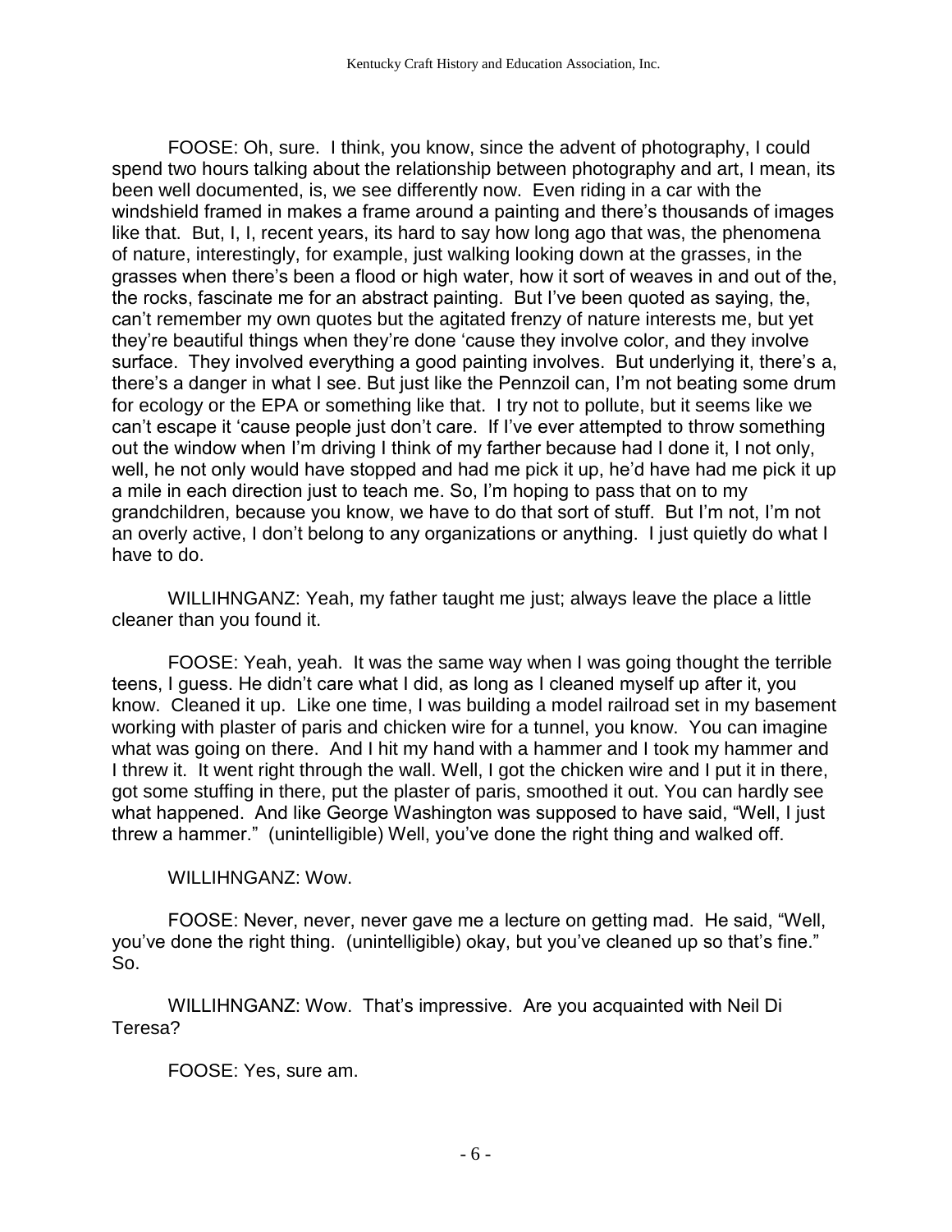FOOSE: Oh, sure. I think, you know, since the advent of photography, I could spend two hours talking about the relationship between photography and art, I mean, its been well documented, is, we see differently now. Even riding in a car with the windshield framed in makes a frame around a painting and there's thousands of images like that. But, I, I, recent years, its hard to say how long ago that was, the phenomena of nature, interestingly, for example, just walking looking down at the grasses, in the grasses when there's been a flood or high water, how it sort of weaves in and out of the, the rocks, fascinate me for an abstract painting. But I've been quoted as saying, the, can't remember my own quotes but the agitated frenzy of nature interests me, but yet they're beautiful things when they're done 'cause they involve color, and they involve surface. They involved everything a good painting involves. But underlying it, there's a, there's a danger in what I see. But just like the Pennzoil can, I'm not beating some drum for ecology or the EPA or something like that. I try not to pollute, but it seems like we can't escape it 'cause people just don't care. If I've ever attempted to throw something out the window when I'm driving I think of my farther because had I done it, I not only, well, he not only would have stopped and had me pick it up, he'd have had me pick it up a mile in each direction just to teach me. So, I'm hoping to pass that on to my grandchildren, because you know, we have to do that sort of stuff. But I'm not, I'm not an overly active, I don't belong to any organizations or anything. I just quietly do what I have to do.

WILLIHNGANZ: Yeah, my father taught me just; always leave the place a little cleaner than you found it.

FOOSE: Yeah, yeah. It was the same way when I was going thought the terrible teens, I guess. He didn't care what I did, as long as I cleaned myself up after it, you know. Cleaned it up. Like one time, I was building a model railroad set in my basement working with plaster of paris and chicken wire for a tunnel, you know. You can imagine what was going on there. And I hit my hand with a hammer and I took my hammer and I threw it. It went right through the wall. Well, I got the chicken wire and I put it in there, got some stuffing in there, put the plaster of paris, smoothed it out. You can hardly see what happened. And like George Washington was supposed to have said, "Well, I just threw a hammer." (unintelligible) Well, you've done the right thing and walked off.

WILLIHNGANZ: Wow.

FOOSE: Never, never, never gave me a lecture on getting mad. He said, "Well, you've done the right thing. (unintelligible) okay, but you've cleaned up so that's fine." So.

WILLIHNGANZ: Wow. That's impressive. Are you acquainted with Neil Di Teresa?

FOOSE: Yes, sure am.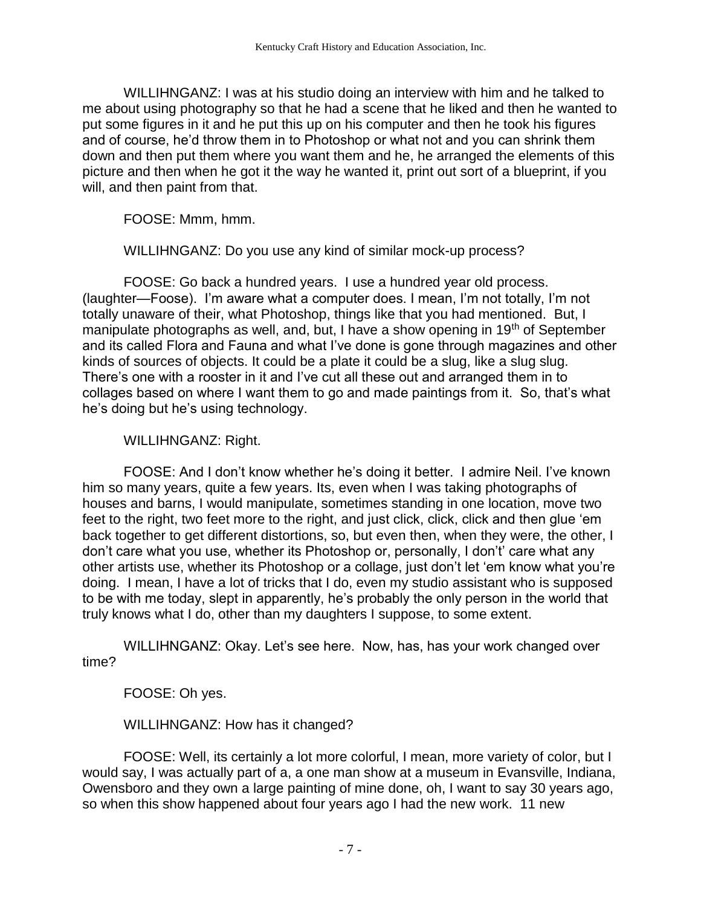WILLIHNGANZ: I was at his studio doing an interview with him and he talked to me about using photography so that he had a scene that he liked and then he wanted to put some figures in it and he put this up on his computer and then he took his figures and of course, he'd throw them in to Photoshop or what not and you can shrink them down and then put them where you want them and he, he arranged the elements of this picture and then when he got it the way he wanted it, print out sort of a blueprint, if you will, and then paint from that.

FOOSE: Mmm, hmm.

WILLIHNGANZ: Do you use any kind of similar mock-up process?

FOOSE: Go back a hundred years. I use a hundred year old process. (laughter—Foose). I'm aware what a computer does. I mean, I'm not totally, I'm not totally unaware of their, what Photoshop, things like that you had mentioned. But, I manipulate photographs as well, and, but, I have a show opening in 19th of September and its called Flora and Fauna and what I've done is gone through magazines and other kinds of sources of objects. It could be a plate it could be a slug, like a slug slug. There's one with a rooster in it and I've cut all these out and arranged them in to collages based on where I want them to go and made paintings from it. So, that's what he's doing but he's using technology.

WILLIHNGANZ: Right.

FOOSE: And I don't know whether he's doing it better. I admire Neil. I've known him so many years, quite a few years. Its, even when I was taking photographs of houses and barns, I would manipulate, sometimes standing in one location, move two feet to the right, two feet more to the right, and just click, click, click and then glue 'em back together to get different distortions, so, but even then, when they were, the other, I don't care what you use, whether its Photoshop or, personally, I don't' care what any other artists use, whether its Photoshop or a collage, just don't let 'em know what you're doing. I mean, I have a lot of tricks that I do, even my studio assistant who is supposed to be with me today, slept in apparently, he's probably the only person in the world that truly knows what I do, other than my daughters I suppose, to some extent.

WILLIHNGANZ: Okay. Let's see here. Now, has, has your work changed over time?

FOOSE: Oh yes.

WILLIHNGANZ: How has it changed?

FOOSE: Well, its certainly a lot more colorful, I mean, more variety of color, but I would say, I was actually part of a, a one man show at a museum in Evansville, Indiana, Owensboro and they own a large painting of mine done, oh, I want to say 30 years ago, so when this show happened about four years ago I had the new work. 11 new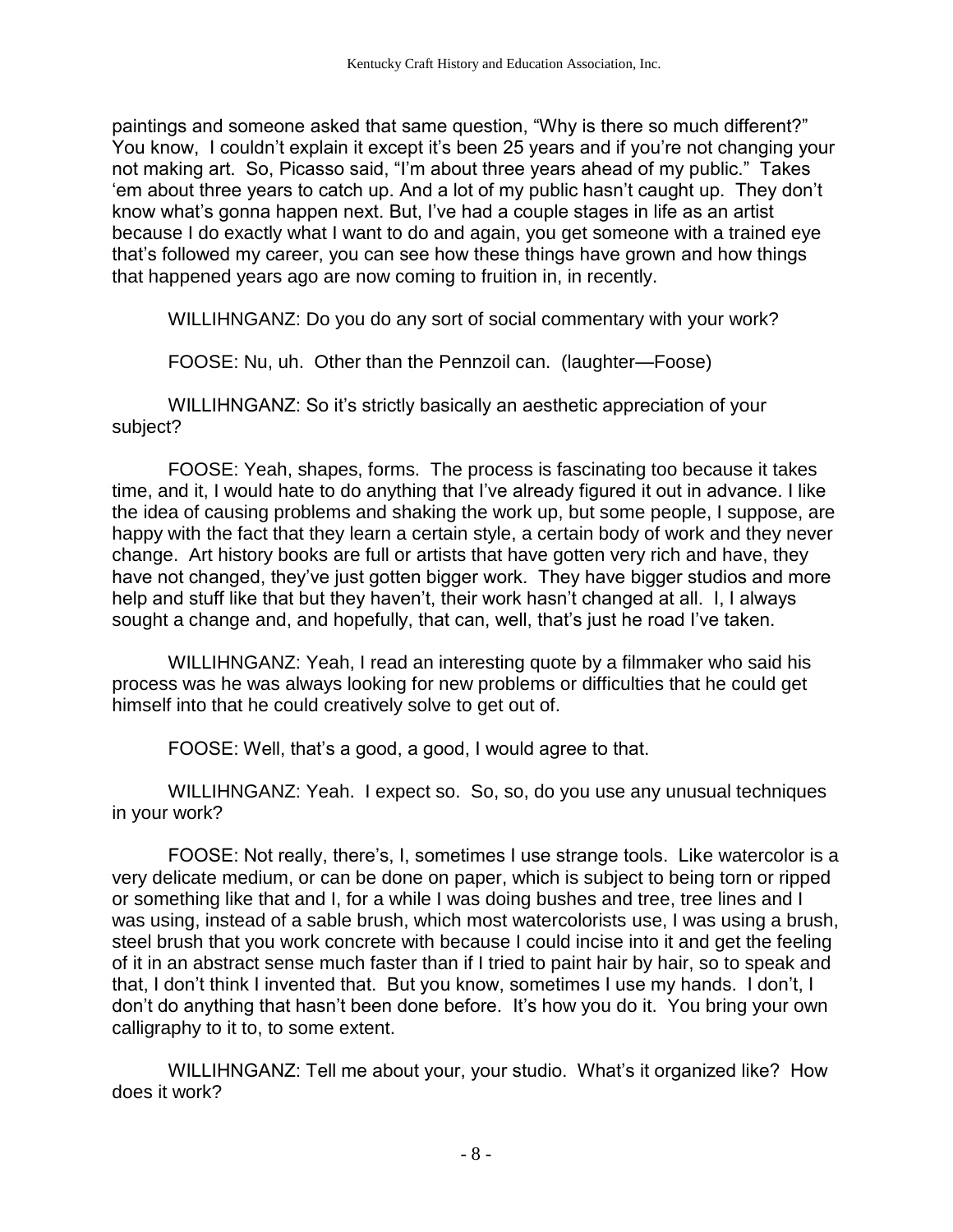paintings and someone asked that same question, "Why is there so much different?" You know, I couldn't explain it except it's been 25 years and if you're not changing your not making art. So, Picasso said, "I'm about three years ahead of my public." Takes 'em about three years to catch up. And a lot of my public hasn't caught up. They don't know what's gonna happen next. But, I've had a couple stages in life as an artist because I do exactly what I want to do and again, you get someone with a trained eye that's followed my career, you can see how these things have grown and how things that happened years ago are now coming to fruition in, in recently.

WILLIHNGANZ: Do you do any sort of social commentary with your work?

FOOSE: Nu, uh. Other than the Pennzoil can. (laughter—Foose)

WILLIHNGANZ: So it's strictly basically an aesthetic appreciation of your subject?

FOOSE: Yeah, shapes, forms. The process is fascinating too because it takes time, and it, I would hate to do anything that I've already figured it out in advance. I like the idea of causing problems and shaking the work up, but some people, I suppose, are happy with the fact that they learn a certain style, a certain body of work and they never change. Art history books are full or artists that have gotten very rich and have, they have not changed, they've just gotten bigger work. They have bigger studios and more help and stuff like that but they haven't, their work hasn't changed at all. I, I always sought a change and, and hopefully, that can, well, that's just he road I've taken.

WILLIHNGANZ: Yeah, I read an interesting quote by a filmmaker who said his process was he was always looking for new problems or difficulties that he could get himself into that he could creatively solve to get out of.

FOOSE: Well, that's a good, a good, I would agree to that.

WILLIHNGANZ: Yeah. I expect so. So, so, do you use any unusual techniques in your work?

FOOSE: Not really, there's, I, sometimes I use strange tools. Like watercolor is a very delicate medium, or can be done on paper, which is subject to being torn or ripped or something like that and I, for a while I was doing bushes and tree, tree lines and I was using, instead of a sable brush, which most watercolorists use, I was using a brush, steel brush that you work concrete with because I could incise into it and get the feeling of it in an abstract sense much faster than if I tried to paint hair by hair, so to speak and that, I don't think I invented that. But you know, sometimes I use my hands. I don't, I don't do anything that hasn't been done before. It's how you do it. You bring your own calligraphy to it to, to some extent.

WILLIHNGANZ: Tell me about your, your studio. What's it organized like? How does it work?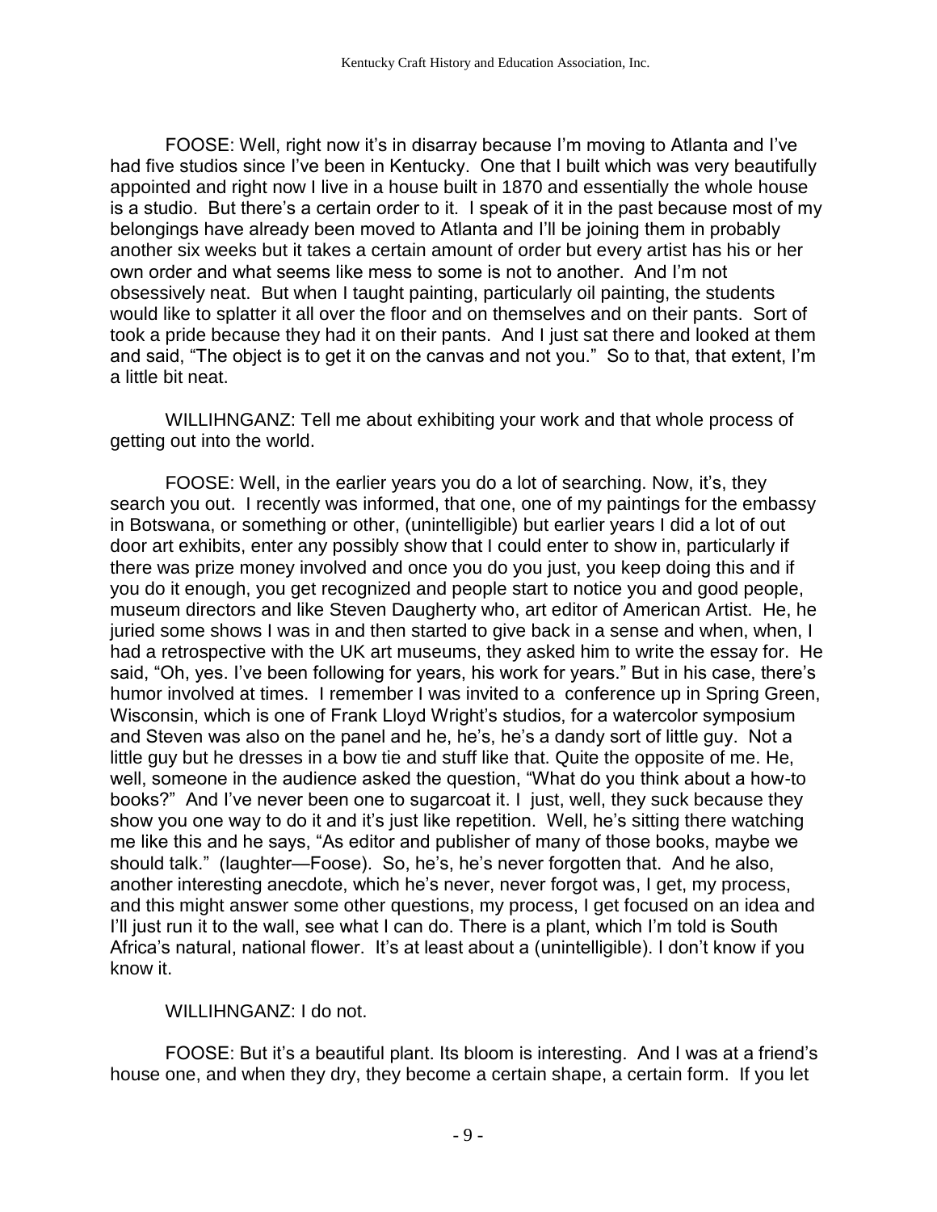FOOSE: Well, right now it's in disarray because I'm moving to Atlanta and I've had five studios since I've been in Kentucky. One that I built which was very beautifully appointed and right now I live in a house built in 1870 and essentially the whole house is a studio. But there's a certain order to it. I speak of it in the past because most of my belongings have already been moved to Atlanta and I'll be joining them in probably another six weeks but it takes a certain amount of order but every artist has his or her own order and what seems like mess to some is not to another. And I'm not obsessively neat. But when I taught painting, particularly oil painting, the students would like to splatter it all over the floor and on themselves and on their pants. Sort of took a pride because they had it on their pants. And I just sat there and looked at them and said, "The object is to get it on the canvas and not you." So to that, that extent, I'm a little bit neat.

WILLIHNGANZ: Tell me about exhibiting your work and that whole process of getting out into the world.

FOOSE: Well, in the earlier years you do a lot of searching. Now, it's, they search you out. I recently was informed, that one, one of my paintings for the embassy in Botswana, or something or other, (unintelligible) but earlier years I did a lot of out door art exhibits, enter any possibly show that I could enter to show in, particularly if there was prize money involved and once you do you just, you keep doing this and if you do it enough, you get recognized and people start to notice you and good people, museum directors and like Steven Daugherty who, art editor of American Artist. He, he juried some shows I was in and then started to give back in a sense and when, when, I had a retrospective with the UK art museums, they asked him to write the essay for. He said, "Oh, yes. I've been following for years, his work for years." But in his case, there's humor involved at times. I remember I was invited to a conference up in Spring Green, Wisconsin, which is one of Frank Lloyd Wright's studios, for a watercolor symposium and Steven was also on the panel and he, he's, he's a dandy sort of little guy. Not a little guy but he dresses in a bow tie and stuff like that. Quite the opposite of me. He, well, someone in the audience asked the question, "What do you think about a how-to books?" And I've never been one to sugarcoat it. I just, well, they suck because they show you one way to do it and it's just like repetition. Well, he's sitting there watching me like this and he says, "As editor and publisher of many of those books, maybe we should talk." (laughter—Foose). So, he's, he's never forgotten that. And he also, another interesting anecdote, which he's never, never forgot was, I get, my process, and this might answer some other questions, my process, I get focused on an idea and I'll just run it to the wall, see what I can do. There is a plant, which I'm told is South Africa's natural, national flower. It's at least about a (unintelligible). I don't know if you know it.

WILLIHNGANZ: I do not.

FOOSE: But it's a beautiful plant. Its bloom is interesting. And I was at a friend's house one, and when they dry, they become a certain shape, a certain form. If you let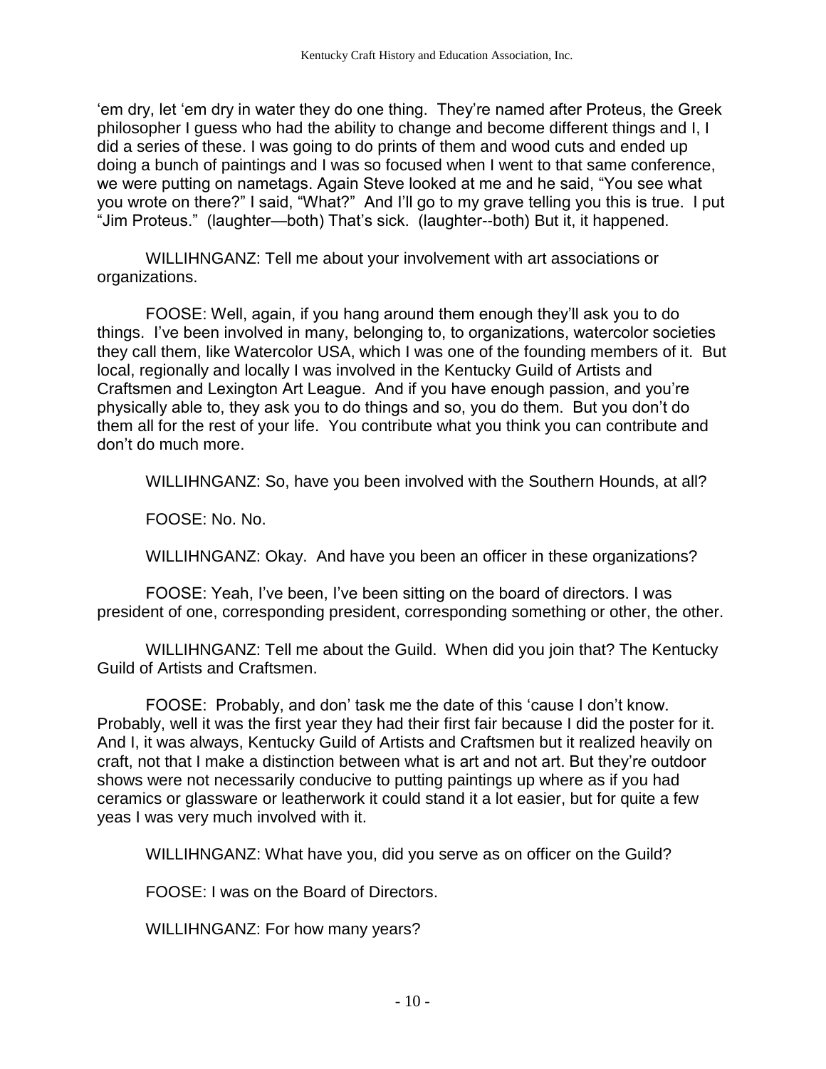‘em dry, let ‘em dry in water they do one thing. They’re named after Proteus, the Greek philosopher I guess who had the ability to change and become different things and I, I did a series of these. I was going to do prints of them and wood cuts and ended up doing a bunch of paintings and I was so focused when I went to that same conference, we were putting on nametags. Again Steve looked at me and he said, “You see what you wrote on there?” I said, “What?” And I’ll go to my grave telling you this is true. I put “Jim Proteus.” (laughter—both) That’s sick. (laughter--both) But it, it happened.

WILLIHNGANZ: Tell me about your involvement with art associations or organizations.

FOOSE: Well, again, if you hang around them enough they’ll ask you to do things. I’ve been involved in many, belonging to, to organizations, watercolor societies they call them, like Watercolor USA, which I was one of the founding members of it. But local, regionally and locally I was involved in the Kentucky Guild of Artists and Craftsmen and Lexington Art League. And if you have enough passion, and you’re physically able to, they ask you to do things and so, you do them. But you don’t do them all for the rest of your life. You contribute what you think you can contribute and don’t do much more.

WILLIHNGANZ: So, have you been involved with the Southern Hounds, at all?

FOOSE: No. No.

WILLIHNGANZ: Okay. And have you been an officer in these organizations?

FOOSE: Yeah, I’ve been, I’ve been sitting on the board of directors. I was president of one, corresponding president, corresponding something or other, the other.

WILLIHNGANZ: Tell me about the Guild. When did you join that? The Kentucky Guild of Artists and Craftsmen.

FOOSE: Probably, and don’ task me the date of this ‘cause I don’t know. Probably, well it was the first year they had their first fair because I did the poster for it. And I, it was always, Kentucky Guild of Artists and Craftsmen but it realized heavily on craft, not that I make a distinction between what is art and not art. But they’re outdoor shows were not necessarily conducive to putting paintings up where as if you had ceramics or glassware or leatherwork it could stand it a lot easier, but for quite a few yeas I was very much involved with it.

WILLIHNGANZ: What have you, did you serve as on officer on the Guild?

FOOSE: I was on the Board of Directors.

WILLIHNGANZ: For how many years?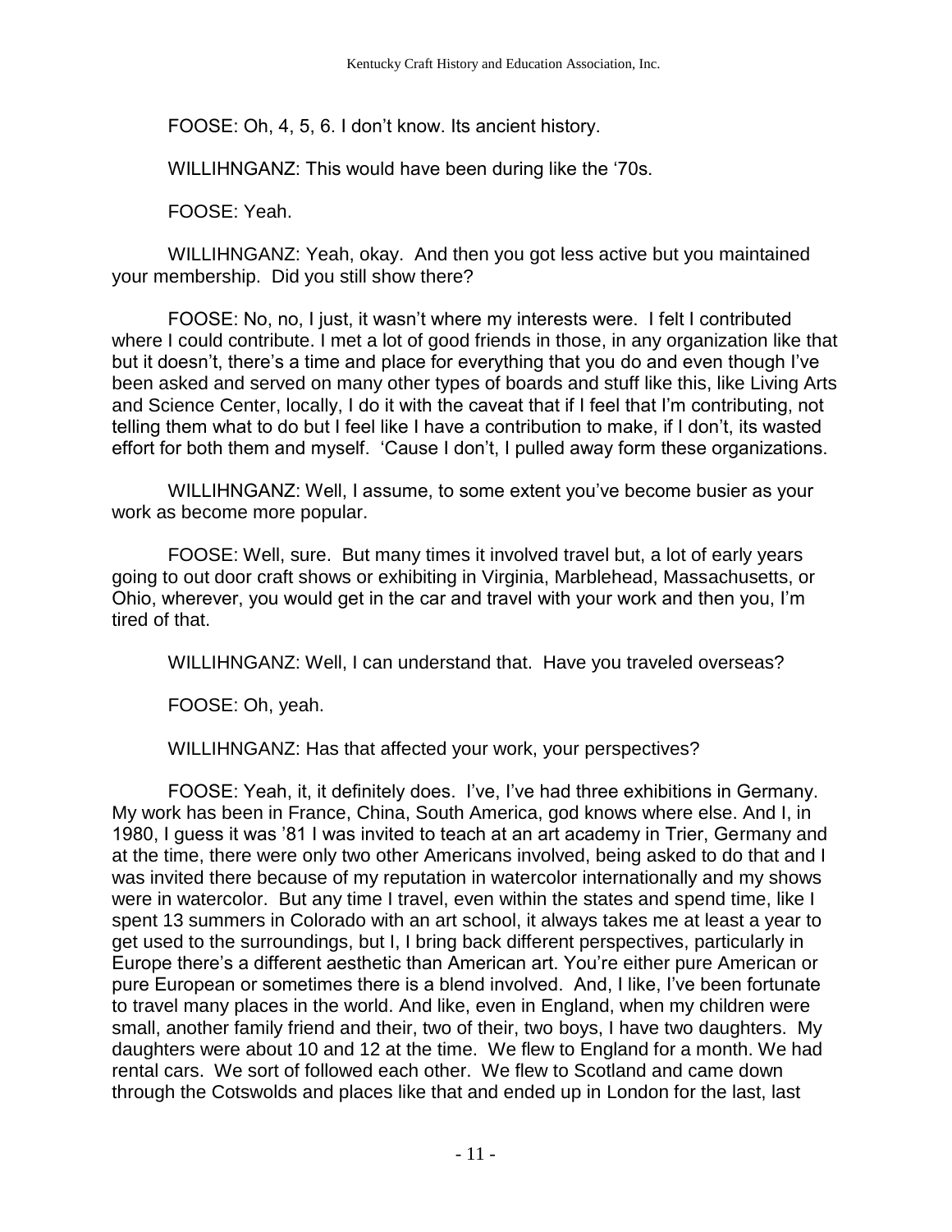FOOSE: Oh, 4, 5, 6. I don't know. Its ancient history.

WILLIHNGANZ: This would have been during like the '70s.

FOOSE: Yeah.

WILLIHNGANZ: Yeah, okay. And then you got less active but you maintained your membership. Did you still show there?

FOOSE: No, no, I just, it wasn't where my interests were. I felt I contributed where I could contribute. I met a lot of good friends in those, in any organization like that but it doesn't, there's a time and place for everything that you do and even though I've been asked and served on many other types of boards and stuff like this, like Living Arts and Science Center, locally, I do it with the caveat that if I feel that I'm contributing, not telling them what to do but I feel like I have a contribution to make, if I don't, its wasted effort for both them and myself. 'Cause I don't, I pulled away form these organizations.

WILLIHNGANZ: Well, I assume, to some extent you've become busier as your work as become more popular.

FOOSE: Well, sure. But many times it involved travel but, a lot of early years going to out door craft shows or exhibiting in Virginia, Marblehead, Massachusetts, or Ohio, wherever, you would get in the car and travel with your work and then you, I'm tired of that.

WILLIHNGANZ: Well, I can understand that. Have you traveled overseas?

FOOSE: Oh, yeah.

WILLIHNGANZ: Has that affected your work, your perspectives?

FOOSE: Yeah, it, it definitely does. I've, I've had three exhibitions in Germany. My work has been in France, China, South America, god knows where else. And I, in 1980, I guess it was '81 I was invited to teach at an art academy in Trier, Germany and at the time, there were only two other Americans involved, being asked to do that and I was invited there because of my reputation in watercolor internationally and my shows were in watercolor. But any time I travel, even within the states and spend time, like I spent 13 summers in Colorado with an art school, it always takes me at least a year to get used to the surroundings, but I, I bring back different perspectives, particularly in Europe there's a different aesthetic than American art. You're either pure American or pure European or sometimes there is a blend involved. And, I like, I've been fortunate to travel many places in the world. And like, even in England, when my children were small, another family friend and their, two of their, two boys, I have two daughters. My daughters were about 10 and 12 at the time. We flew to England for a month. We had rental cars. We sort of followed each other. We flew to Scotland and came down through the Cotswolds and places like that and ended up in London for the last, last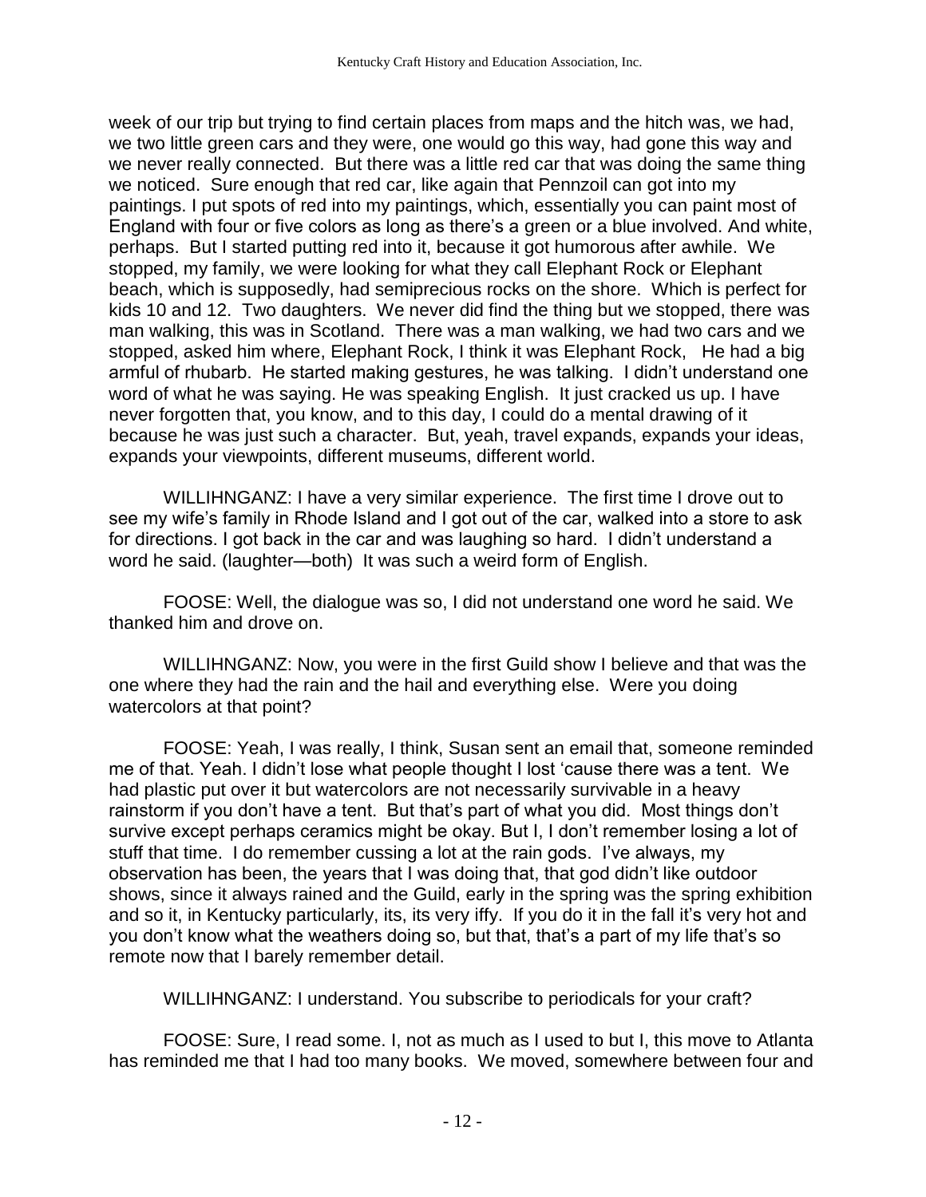week of our trip but trying to find certain places from maps and the hitch was, we had, we two little green cars and they were, one would go this way, had gone this way and we never really connected. But there was a little red car that was doing the same thing we noticed. Sure enough that red car, like again that Pennzoil can got into my paintings. I put spots of red into my paintings, which, essentially you can paint most of England with four or five colors as long as there's a green or a blue involved. And white, perhaps. But I started putting red into it, because it got humorous after awhile. We stopped, my family, we were looking for what they call Elephant Rock or Elephant beach, which is supposedly, had semiprecious rocks on the shore. Which is perfect for kids 10 and 12. Two daughters. We never did find the thing but we stopped, there was man walking, this was in Scotland. There was a man walking, we had two cars and we stopped, asked him where, Elephant Rock, I think it was Elephant Rock, He had a big armful of rhubarb. He started making gestures, he was talking. I didn't understand one word of what he was saying. He was speaking English. It just cracked us up. I have never forgotten that, you know, and to this day, I could do a mental drawing of it because he was just such a character. But, yeah, travel expands, expands your ideas, expands your viewpoints, different museums, different world.

WILLIHNGANZ: I have a very similar experience. The first time I drove out to see my wife's family in Rhode Island and I got out of the car, walked into a store to ask for directions. I got back in the car and was laughing so hard. I didn't understand a word he said. (laughter—both) It was such a weird form of English.

FOOSE: Well, the dialogue was so, I did not understand one word he said. We thanked him and drove on.

WILLIHNGANZ: Now, you were in the first Guild show I believe and that was the one where they had the rain and the hail and everything else. Were you doing watercolors at that point?

FOOSE: Yeah, I was really, I think, Susan sent an email that, someone reminded me of that. Yeah. I didn't lose what people thought I lost 'cause there was a tent. We had plastic put over it but watercolors are not necessarily survivable in a heavy rainstorm if you don't have a tent. But that's part of what you did. Most things don't survive except perhaps ceramics might be okay. But I, I don't remember losing a lot of stuff that time. I do remember cussing a lot at the rain gods. I've always, my observation has been, the years that I was doing that, that god didn't like outdoor shows, since it always rained and the Guild, early in the spring was the spring exhibition and so it, in Kentucky particularly, its, its very iffy. If you do it in the fall it's very hot and you don't know what the weathers doing so, but that, that's a part of my life that's so remote now that I barely remember detail.

WILLIHNGANZ: I understand. You subscribe to periodicals for your craft?

FOOSE: Sure, I read some. I, not as much as I used to but I, this move to Atlanta has reminded me that I had too many books. We moved, somewhere between four and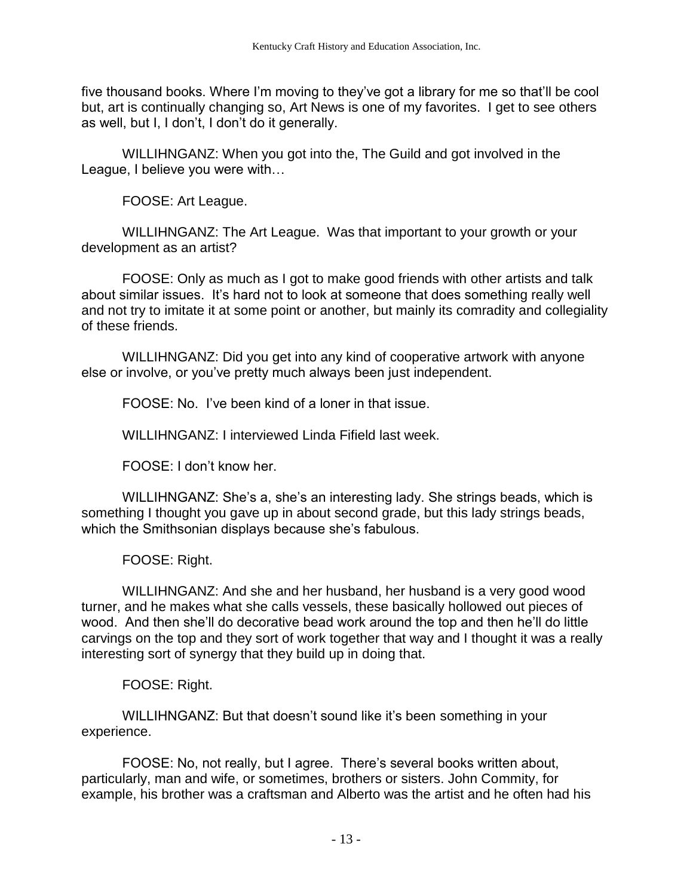five thousand books. Where I'm moving to they've got a library for me so that'll be cool but, art is continually changing so, Art News is one of my favorites. I get to see others as well, but I, I don't, I don't do it generally.

WILLIHNGANZ: When you got into the, The Guild and got involved in the League, I believe you were with…

FOOSE: Art League.

WILLIHNGANZ: The Art League. Was that important to your growth or your development as an artist?

FOOSE: Only as much as I got to make good friends with other artists and talk about similar issues. It's hard not to look at someone that does something really well and not try to imitate it at some point or another, but mainly its comradity and collegiality of these friends.

WILLIHNGANZ: Did you get into any kind of cooperative artwork with anyone else or involve, or you've pretty much always been just independent.

FOOSE: No. I've been kind of a loner in that issue.

WILLIHNGANZ: I interviewed Linda Fifield last week.

FOOSE: I don't know her.

WILLIHNGANZ: She's a, she's an interesting lady. She strings beads, which is something I thought you gave up in about second grade, but this lady strings beads, which the Smithsonian displays because she's fabulous.

FOOSE: Right.

WILLIHNGANZ: And she and her husband, her husband is a very good wood turner, and he makes what she calls vessels, these basically hollowed out pieces of wood. And then she'll do decorative bead work around the top and then he'll do little carvings on the top and they sort of work together that way and I thought it was a really interesting sort of synergy that they build up in doing that.

FOOSE: Right.

WILLIHNGANZ: But that doesn't sound like it's been something in your experience.

FOOSE: No, not really, but I agree. There's several books written about, particularly, man and wife, or sometimes, brothers or sisters. John Commity, for example, his brother was a craftsman and Alberto was the artist and he often had his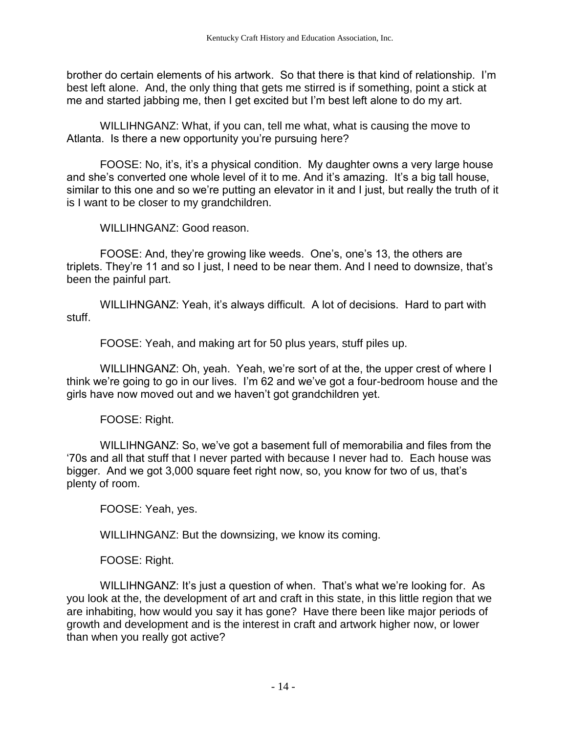brother do certain elements of his artwork. So that there is that kind of relationship. I'm best left alone. And, the only thing that gets me stirred is if something, point a stick at me and started jabbing me, then I get excited but I'm best left alone to do my art.

WILLIHNGANZ: What, if you can, tell me what, what is causing the move to Atlanta. Is there a new opportunity you're pursuing here?

FOOSE: No, it's, it's a physical condition. My daughter owns a very large house and she's converted one whole level of it to me. And it's amazing. It's a big tall house, similar to this one and so we're putting an elevator in it and I just, but really the truth of it is I want to be closer to my grandchildren.

WILLIHNGANZ: Good reason.

FOOSE: And, they're growing like weeds. One's, one's 13, the others are triplets. They're 11 and so I just, I need to be near them. And I need to downsize, that's been the painful part.

WILLIHNGANZ: Yeah, it's always difficult. A lot of decisions. Hard to part with stuff.

FOOSE: Yeah, and making art for 50 plus years, stuff piles up.

WILLIHNGANZ: Oh, yeah. Yeah, we're sort of at the, the upper crest of where I think we're going to go in our lives. I'm 62 and we've got a four-bedroom house and the girls have now moved out and we haven't got grandchildren yet.

FOOSE: Right.

WILLIHNGANZ: So, we've got a basement full of memorabilia and files from the '70s and all that stuff that I never parted with because I never had to. Each house was bigger. And we got 3,000 square feet right now, so, you know for two of us, that's plenty of room.

FOOSE: Yeah, yes.

WILLIHNGANZ: But the downsizing, we know its coming.

FOOSE: Right.

WILLIHNGANZ: It's just a question of when. That's what we're looking for. As you look at the, the development of art and craft in this state, in this little region that we are inhabiting, how would you say it has gone? Have there been like major periods of growth and development and is the interest in craft and artwork higher now, or lower than when you really got active?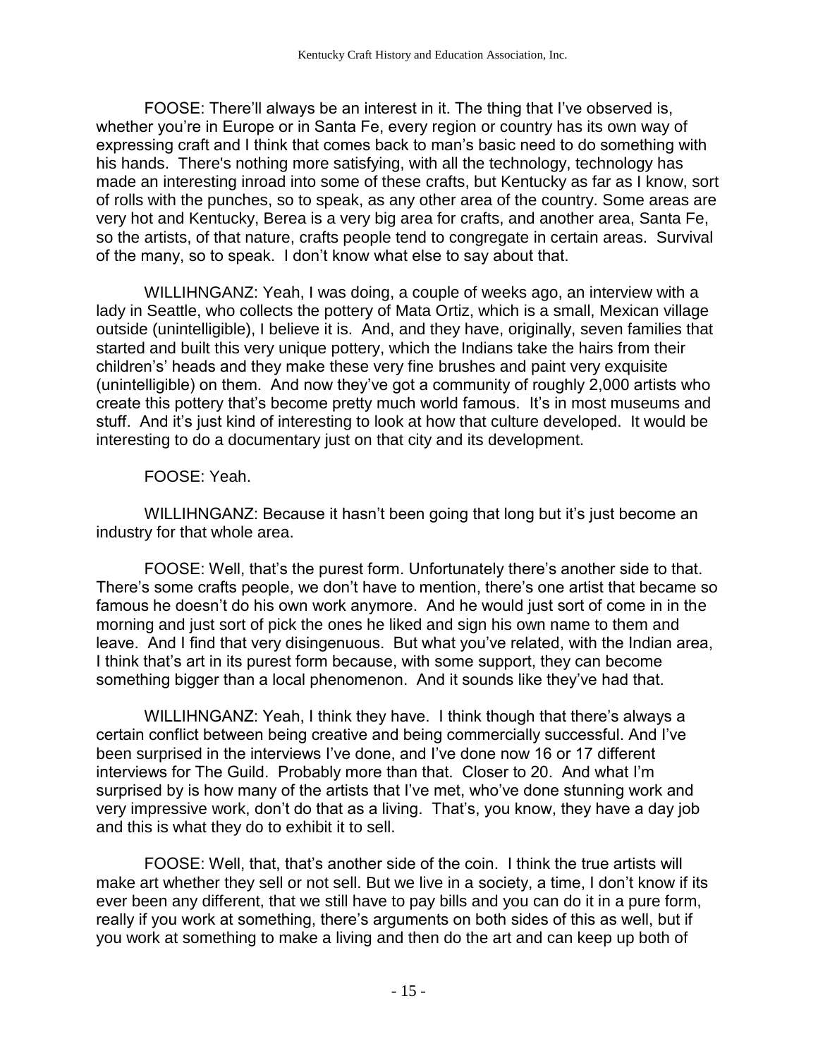FOOSE: There'll always be an interest in it. The thing that I've observed is, whether you're in Europe or in Santa Fe, every region or country has its own way of expressing craft and I think that comes back to man's basic need to do something with his hands. There's nothing more satisfying, with all the technology, technology has made an interesting inroad into some of these crafts, but Kentucky as far as I know, sort of rolls with the punches, so to speak, as any other area of the country. Some areas are very hot and Kentucky, Berea is a very big area for crafts, and another area, Santa Fe, so the artists, of that nature, crafts people tend to congregate in certain areas. Survival of the many, so to speak. I don't know what else to say about that.

WILLIHNGANZ: Yeah, I was doing, a couple of weeks ago, an interview with a lady in Seattle, who collects the pottery of Mata Ortiz, which is a small, Mexican village outside (unintelligible), I believe it is. And, and they have, originally, seven families that started and built this very unique pottery, which the Indians take the hairs from their children's' heads and they make these very fine brushes and paint very exquisite (unintelligible) on them. And now they've got a community of roughly 2,000 artists who create this pottery that's become pretty much world famous. It's in most museums and stuff. And it's just kind of interesting to look at how that culture developed. It would be interesting to do a documentary just on that city and its development.

FOOSE: Yeah.

WILLIHNGANZ: Because it hasn't been going that long but it's just become an industry for that whole area.

FOOSE: Well, that's the purest form. Unfortunately there's another side to that. There's some crafts people, we don't have to mention, there's one artist that became so famous he doesn't do his own work anymore. And he would just sort of come in in the morning and just sort of pick the ones he liked and sign his own name to them and leave. And I find that very disingenuous. But what you've related, with the Indian area, I think that's art in its purest form because, with some support, they can become something bigger than a local phenomenon. And it sounds like they've had that.

WILLIHNGANZ: Yeah, I think they have. I think though that there's always a certain conflict between being creative and being commercially successful. And I've been surprised in the interviews I've done, and I've done now 16 or 17 different interviews for The Guild. Probably more than that. Closer to 20. And what I'm surprised by is how many of the artists that I've met, who've done stunning work and very impressive work, don't do that as a living. That's, you know, they have a day job and this is what they do to exhibit it to sell.

FOOSE: Well, that, that's another side of the coin. I think the true artists will make art whether they sell or not sell. But we live in a society, a time, I don't know if its ever been any different, that we still have to pay bills and you can do it in a pure form, really if you work at something, there's arguments on both sides of this as well, but if you work at something to make a living and then do the art and can keep up both of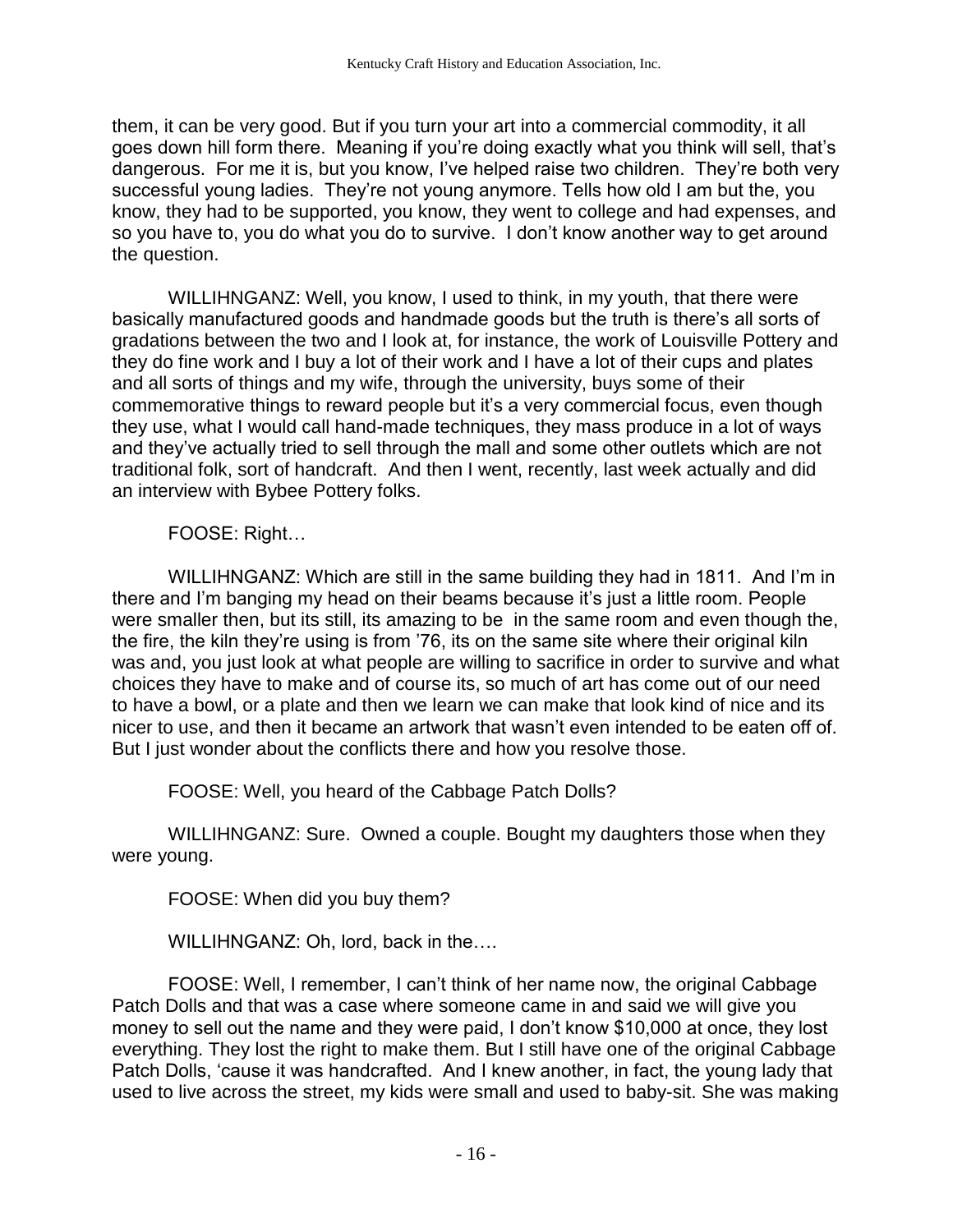them, it can be very good. But if you turn your art into a commercial commodity, it all goes down hill form there. Meaning if you're doing exactly what you think will sell, that's dangerous. For me it is, but you know, I've helped raise two children. They're both very successful young ladies. They're not young anymore. Tells how old I am but the, you know, they had to be supported, you know, they went to college and had expenses, and so you have to, you do what you do to survive. I don't know another way to get around the question.

WILLIHNGANZ: Well, you know, I used to think, in my youth, that there were basically manufactured goods and handmade goods but the truth is there's all sorts of gradations between the two and I look at, for instance, the work of Louisville Pottery and they do fine work and I buy a lot of their work and I have a lot of their cups and plates and all sorts of things and my wife, through the university, buys some of their commemorative things to reward people but it's a very commercial focus, even though they use, what I would call hand-made techniques, they mass produce in a lot of ways and they've actually tried to sell through the mall and some other outlets which are not traditional folk, sort of handcraft. And then I went, recently, last week actually and did an interview with Bybee Pottery folks.

FOOSE: Right…

WILLIHNGANZ: Which are still in the same building they had in 1811. And I'm in there and I'm banging my head on their beams because it's just a little room. People were smaller then, but its still, its amazing to be in the same room and even though the, the fire, the kiln they're using is from '76, its on the same site where their original kiln was and, you just look at what people are willing to sacrifice in order to survive and what choices they have to make and of course its, so much of art has come out of our need to have a bowl, or a plate and then we learn we can make that look kind of nice and its nicer to use, and then it became an artwork that wasn't even intended to be eaten off of. But I just wonder about the conflicts there and how you resolve those.

FOOSE: Well, you heard of the Cabbage Patch Dolls?

WILLIHNGANZ: Sure. Owned a couple. Bought my daughters those when they were young.

FOOSE: When did you buy them?

WILLIHNGANZ: Oh, lord, back in the….

FOOSE: Well, I remember, I can't think of her name now, the original Cabbage Patch Dolls and that was a case where someone came in and said we will give you money to sell out the name and they were paid, I don't know $10,000 at once, they lost everything. They lost the right to make them. But I still have one of the original Cabbage Patch Dolls, 'cause it was handcrafted. And I knew another, in fact, the young lady that used to live across the street, my kids were small and used to baby-sit. She was making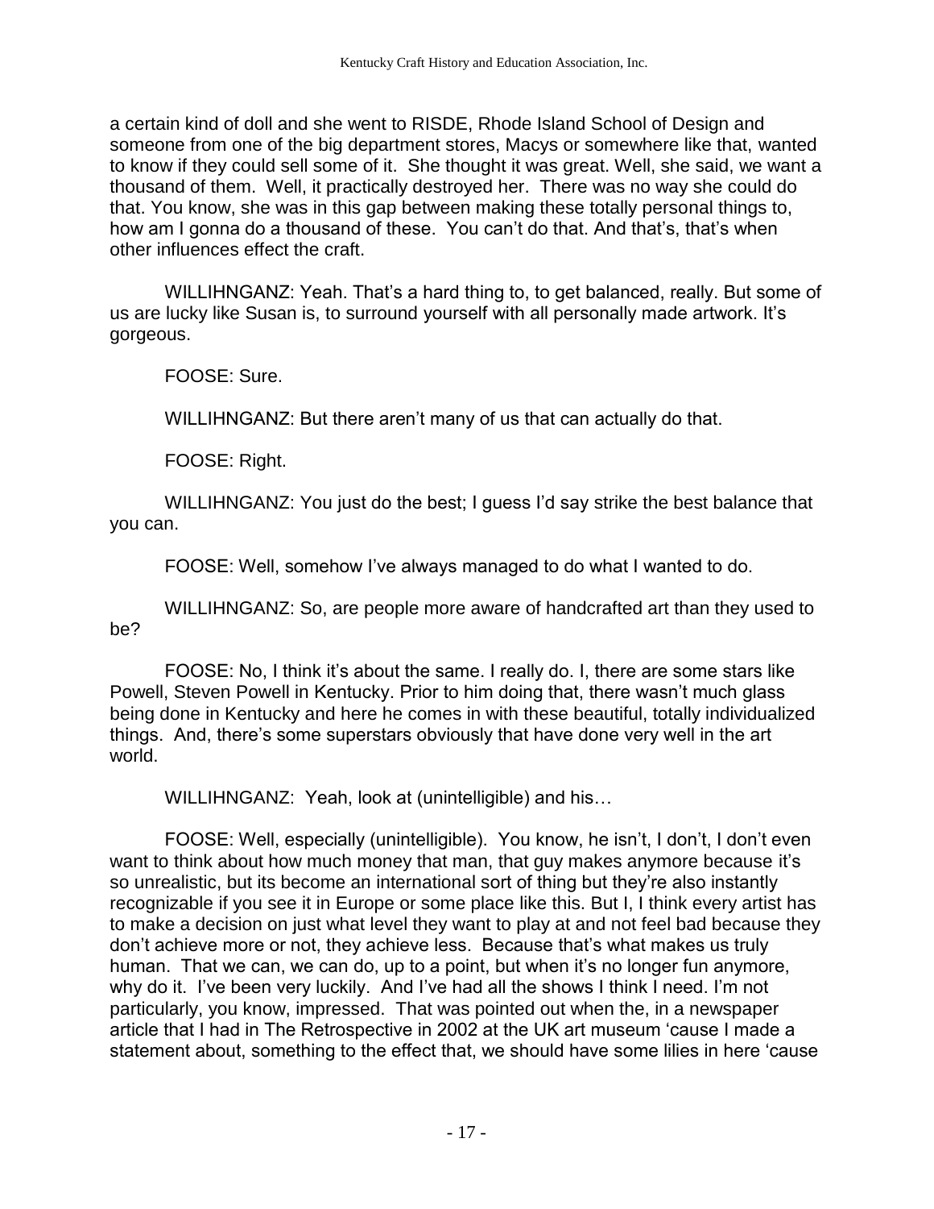a certain kind of doll and she went to RISDE, Rhode Island School of Design and someone from one of the big department stores, Macys or somewhere like that, wanted to know if they could sell some of it. She thought it was great. Well, she said, we want a thousand of them. Well, it practically destroyed her. There was no way she could do that. You know, she was in this gap between making these totally personal things to, how am I gonna do a thousand of these. You can't do that. And that's, that's when other influences effect the craft.

WILLIHNGANZ: Yeah. That's a hard thing to, to get balanced, really. But some of us are lucky like Susan is, to surround yourself with all personally made artwork. It's gorgeous.

FOOSE: Sure.

WILLIHNGANZ: But there aren't many of us that can actually do that.

FOOSE: Right.

WILLIHNGANZ: You just do the best; I guess I'd say strike the best balance that you can.

FOOSE: Well, somehow I've always managed to do what I wanted to do.

WILLIHNGANZ: So, are people more aware of handcrafted art than they used to be?

FOOSE: No, I think it's about the same. I really do. I, there are some stars like Powell, Steven Powell in Kentucky. Prior to him doing that, there wasn't much glass being done in Kentucky and here he comes in with these beautiful, totally individualized things. And, there's some superstars obviously that have done very well in the art world.

WILLIHNGANZ: Yeah, look at (unintelligible) and his…

FOOSE: Well, especially (unintelligible). You know, he isn't, I don't, I don't even want to think about how much money that man, that guy makes anymore because it's so unrealistic, but its become an international sort of thing but they're also instantly recognizable if you see it in Europe or some place like this. But I, I think every artist has to make a decision on just what level they want to play at and not feel bad because they don't achieve more or not, they achieve less. Because that's what makes us truly human. That we can, we can do, up to a point, but when it's no longer fun anymore, why do it. I've been very luckily. And I've had all the shows I think I need. I'm not particularly, you know, impressed. That was pointed out when the, in a newspaper article that I had in The Retrospective in 2002 at the UK art museum 'cause I made a statement about, something to the effect that, we should have some lilies in here 'cause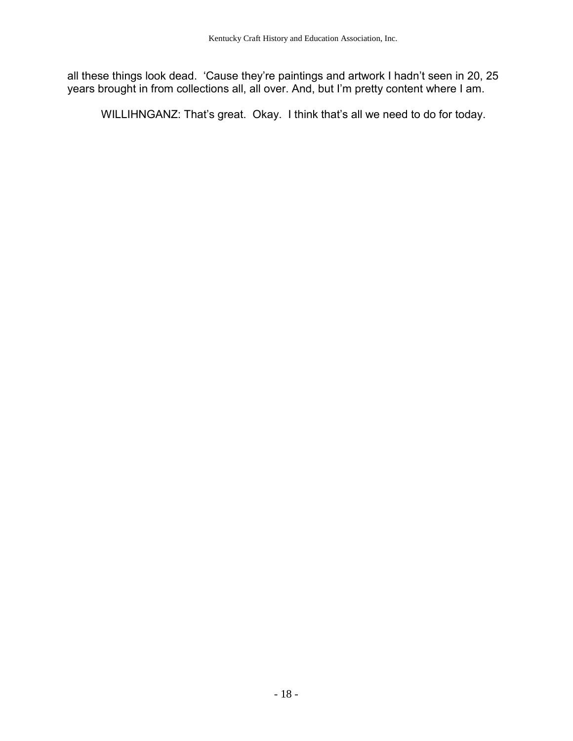all these things look dead. ‘Cause they’re paintings and artwork I hadn’t seen in 20, 25 years brought in from collections all, all over. And, but I’m pretty content where I am.

WILLIHNGANZ: That’s great. Okay. I think that’s all we need to do for today.